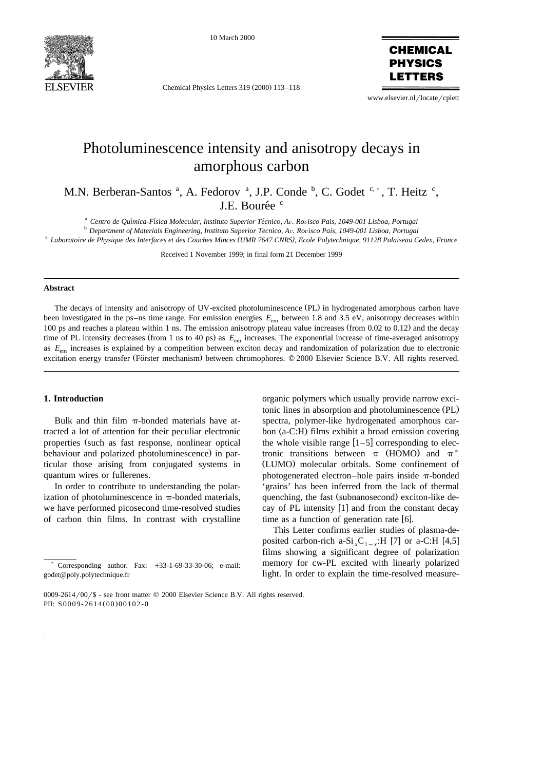# Photoluminescence intensity and anisotropy decays in amorphous carbon

M.N. Berberan-Santos [a], A. Fedorov [a], J.P. Conde [b], C. Godet [c,*], T. Heitz [c], J.E. Bourée [c]

[a] Centro de Química-Física Molecular, Instituto Superior Técnico, Av. Rovisco Pais, 1049-001 Lisboa, Portugal

[b] Department of Materials Engineering, Instituto Superior Tecnico, Av. Rovisco Pais, 1049-001 Lisboa, Portugal

[c] Laboratoire de Physique des Interfaces et des Couches Minces (UMR 7647 CNRS), Ecole Polytechnique, 91128 Palaiseau Cedex, France

Received 1 November 1999; in final form 21 December 1999

## Abstract

The decays of intensity and anisotropy of UV-excited photoluminescence (PL) in hydrogenated amorphous carbon have been investigated in the ps–ns time range. For emission energies $E_{em}$ between 1.8 and 3.5 eV, anisotropy decreases within 100 ps and reaches a plateau within 1 ns. The emission anisotropy plateau value increases (from 0.02 to 0.12) and the decay time of PL intensity decreases (from 1 ns to 40 ps) as $E_{em}$ increases. The exponential increase of time-averaged anisotropy as $E_{em}$ increases is explained by a competition between exciton decay and randomization of polarization due to electronic excitation energy transfer (Förster mechanism) between chromophores. © 2000 Elsevier Science B.V. All rights reserved.

## 1. Introduction

Bulk and thin film π-bonded materials have attracted a lot of attention for their peculiar electronic properties (such as fast response, nonlinear optical behaviour and polarized photoluminescence) in particular those arising from conjugated systems in quantum wires or fullerenes.

In order to contribute to understanding the polarization of photoluminescence in π-bonded materials, we have performed picosecond time-resolved studies of carbon thin films. In contrast with crystalline organic polymers which usually provide narrow excitonic lines in absorption and photoluminescence (PL) spectra, polymer-like hydrogenated amorphous carbon (a-C:H) films exhibit a broad emission covering the whole visible range [1–5] corresponding to electronic transitions between π (HOMO) and $\pi^*$ (LUMO) molecular orbitals. Some confinement of photogenerated electron–hole pairs inside π-bonded 'grains' has been inferred from the lack of thermal quenching, the fast (subnanosecond) exciton-like decay of PL intensity [1] and from the constant decay time as a function of generation rate [6].

This Letter confirms earlier studies of plasma-deposited carbon-rich a-$Si_xC_{1-x}$:H [7] or a-C:H [4,5] films showing a significant degree of polarization memory for cw-PL excited with linearly polarized light. In order to explain the time-resolved measure-

* Corresponding author. Fax: +33-1-69-33-30-06; e-mail: godet@poly.polytechnique.fr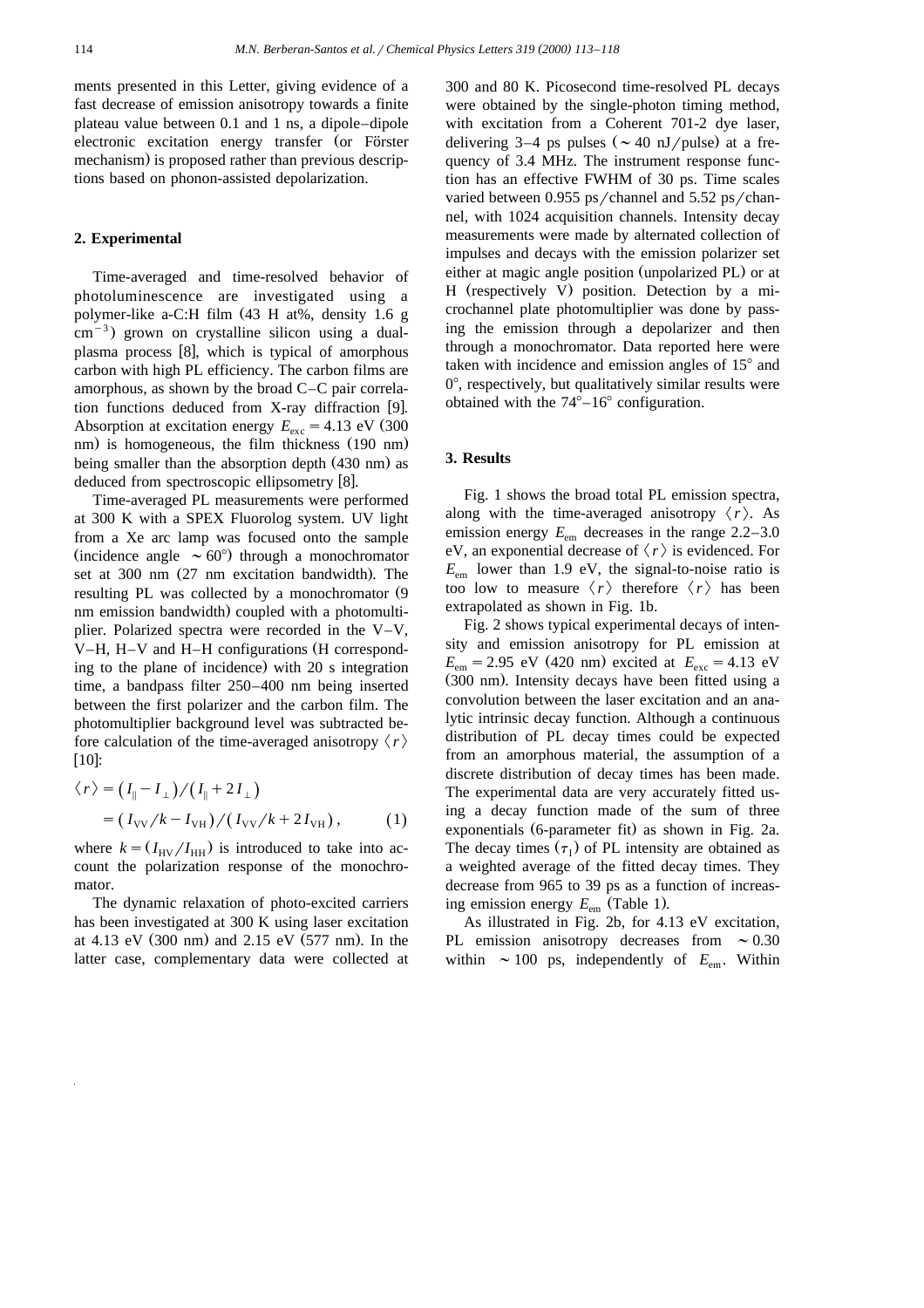ments presented in this Letter, giving evidence of a fast decrease of emission anisotropy towards a finite plateau value between 0.1 and 1 ns, a dipole–dipole electronic excitation energy transfer (or Förster mechanism) is proposed rather than previous descriptions based on phonon-assisted depolarization.

## 2. Experimental

Time-averaged and time-resolved behavior of photoluminescence are investigated using a polymer-like a-C:H film (43 H at%, density 1.6 g $cm^{-3}$) grown on crystalline silicon using a dual-plasma process [8], which is typical of amorphous carbon with high PL efficiency. The carbon films are amorphous, as shown by the broad C–C pair correlation functions deduced from X-ray diffraction [9]. Absorption at excitation energy $E_{exc} = 4.13$ eV (300 nm) is homogeneous, the film thickness (190 nm) being smaller than the absorption depth (430 nm) as deduced from spectroscopic ellipsometry [8].

Time-averaged PL measurements were performed at 300 K with a SPEX Fluorolog system. UV light from a Xe arc lamp was focused onto the sample (incidence angle $\sim 60°$) through a monochromator set at 300 nm (27 nm excitation bandwidth). The resulting PL was collected by a monochromator (9 nm emission bandwidth) coupled with a photomultiplier. Polarized spectra were recorded in the V–V, V–H, H–V and H–H configurations (H corresponding to the plane of incidence) with 20 s integration time, a bandpass filter 250–400 nm being inserted between the first polarizer and the carbon film. The photomultiplier background level was subtracted before calculation of the time-averaged anisotropy $\langle r \rangle$ [10]:

$$\begin{aligned}\langle r \rangle &= \left(I_{\parallel} - I_{\perp}\right) / \left(I_{\parallel} + 2 I_{\perp}\right) \\ &= \left(I_{VV}/k - I_{VH}\right) / \left(I_{VV}/k + 2 I_{VH}\right), \qquad (1)\end{aligned}$$

where $k = (I_{HV}/I_{HH})$ is introduced to take into account the polarization response of the monochromator.

The dynamic relaxation of photo-excited carriers has been investigated at 300 K using laser excitation at 4.13 eV (300 nm) and 2.15 eV (577 nm). In the latter case, complementary data were collected at 300 and 80 K. Picosecond time-resolved PL decays were obtained by the single-photon timing method, with excitation from a Coherent 701-2 dye laser, delivering 3–4 ps pulses ($\sim 40$ nJ/pulse) at a frequency of 3.4 MHz. The instrument response function has an effective FWHM of 30 ps. Time scales varied between 0.955 ps/channel and 5.52 ps/channel, with 1024 acquisition channels. Intensity decay measurements were made by alternated collection of impulses and decays with the emission polarizer set either at magic angle position (unpolarized PL) or at H (respectively V) position. Detection by a microchannel plate photomultiplier was done by passing the emission through a depolarizer and then through a monochromator. Data reported here were taken with incidence and emission angles of 15° and 0°, respectively, but qualitatively similar results were obtained with the 74°–16° configuration.

## 3. Results

Fig. 1 shows the broad total PL emission spectra, along with the time-averaged anisotropy $\langle r \rangle$. As emission energy $E_{em}$ decreases in the range 2.2–3.0 eV, an exponential decrease of $\langle r \rangle$ is evidenced. For $E_{em}$ lower than 1.9 eV, the signal-to-noise ratio is too low to measure $\langle r \rangle$ therefore $\langle r \rangle$ has been extrapolated as shown in Fig. 1b.

Fig. 2 shows typical experimental decays of intensity and emission anisotropy for PL emission at $E_{em} = 2.95$ eV (420 nm) excited at $E_{exc} = 4.13$ eV (300 nm). Intensity decays have been fitted using a convolution between the laser excitation and an analytic intrinsic decay function. Although a continuous distribution of PL decay times could be expected from an amorphous material, the assumption of a discrete distribution of decay times has been made. The experimental data are very accurately fitted using a decay function made of the sum of three exponentials (6-parameter fit) as shown in Fig. 2a. The decay times ($\tau_I$) of PL intensity are obtained as a weighted average of the fitted decay times. They decrease from 965 to 39 ps as a function of increasing emission energy $E_{em}$ (Table 1).

As illustrated in Fig. 2b, for 4.13 eV excitation, PL emission anisotropy decreases from $\sim 0.30$ within $\sim 100$ ps, independently of $E_{em}$. Within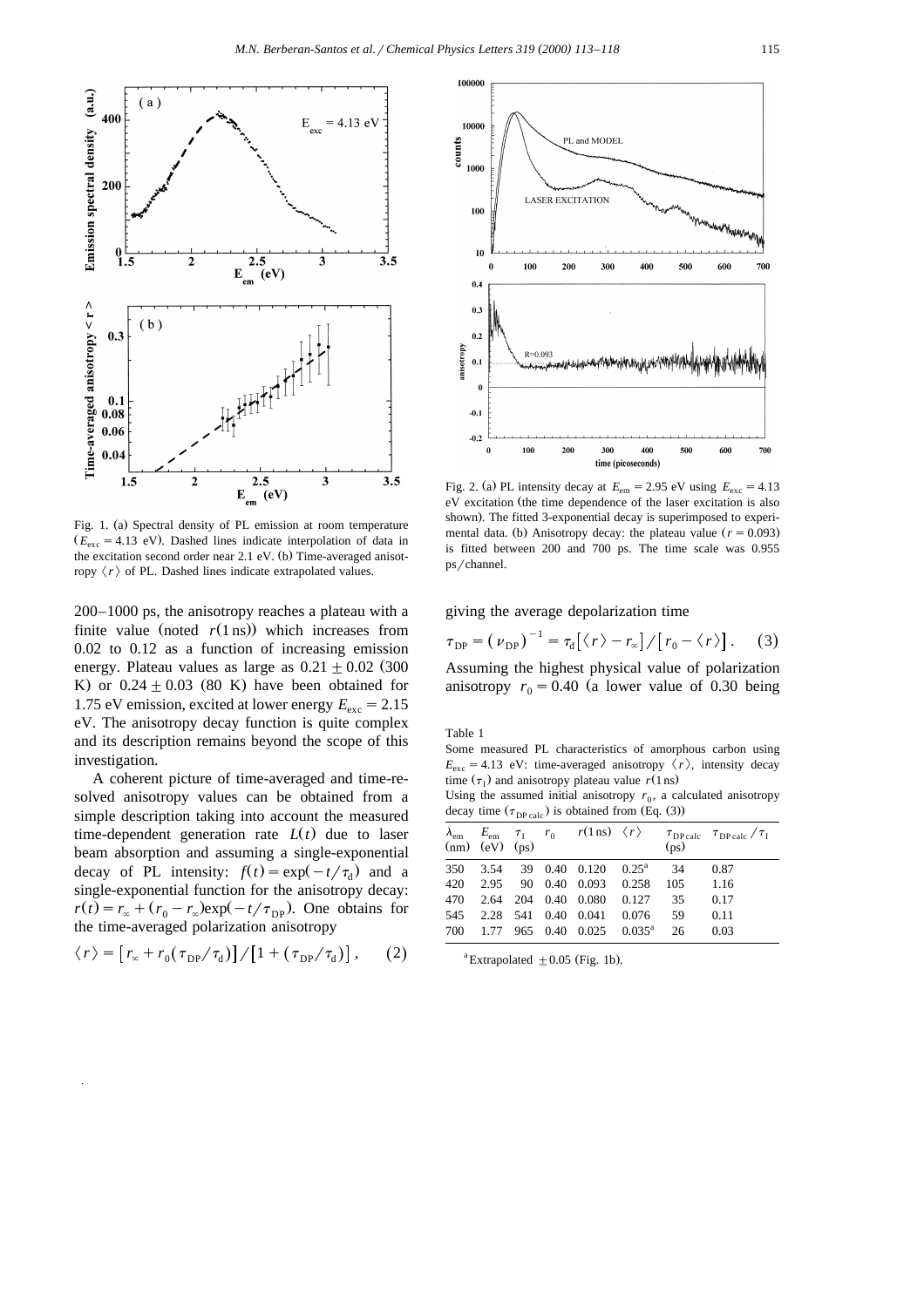Fig. 1. (a) Spectral density of PL emission at room temperature ($E_{exc} = 4.13$ eV). Dashed lines indicate interpolation of data in the excitation second order near 2.1 eV. (b) Time-averaged anisotropy $\langle r \rangle$ of PL. Dashed lines indicate extrapolated values.

Fig. 2. (a) PL intensity decay at $E_{em} = 2.95$ eV using $E_{exc} = 4.13$ eV excitation (the time dependence of the laser excitation is also shown). The fitted 3-exponential decay is superimposed to experimental data. (b) Anisotropy decay: the plateau value ($r = 0.093$) is fitted between 200 and 700 ps. The time scale was 0.955 ps/channel.

200–1000 ps, the anisotropy reaches a plateau with a finite value (noted $r(1\,\text{ns})$) which increases from 0.02 to 0.12 as a function of increasing emission energy. Plateau values as large as $0.21 \pm 0.02$ (300 K) or $0.24 \pm 0.03$ (80 K) have been obtained for 1.75 eV emission, excited at lower energy $E_{exc} = 2.15$ eV. The anisotropy decay function is quite complex and its description remains beyond the scope of this investigation.

A coherent picture of time-averaged and time-resolved anisotropy values can be obtained from a simple description taking into account the measured time-dependent generation rate $L(t)$ due to laser beam absorption and assuming a single-exponential decay of PL intensity: $f(t) = \exp(-t/\tau_d)$ and a single-exponential function for the anisotropy decay: $r(t) = r_\infty + (r_0 - r_\infty)\exp(-t/\tau_{DP})$. One obtains for the time-averaged polarization anisotropy

$$\langle r \rangle = \left[ r_\infty + r_0(\tau_{DP}/\tau_d) \right] / \left[ 1 + (\tau_{DP}/\tau_d) \right], \qquad (2)$$

giving the average depolarization time

$$\tau_{DP} = (\nu_{DP})^{-1} = \tau_d \left[ \langle r \rangle - r_\infty \right] / \left[ r_0 - \langle r \rangle \right]. \qquad (3)$$

Assuming the highest physical value of polarization anisotropy $r_0 = 0.40$ (a lower value of 0.30 being

Table 1

Some measured PL characteristics of amorphous carbon using $E_{exc} = 4.13$ eV: time-averaged anisotropy $\langle r \rangle$, intensity decay time ($\tau_1$) and anisotropy plateau value $r(1\,\text{ns})$

Using the assumed initial anisotropy $r_0$, a calculated anisotropy decay time ($\tau_{DP\,calc}$) is obtained from (Eq. (3))

| $\lambda_{em}$ (nm) | $E_{em}$ (eV) | $\tau_1$ (ps) | $r_0$ | $r(1\,\text{ns})$ | $\langle r \rangle$ | $\tau_{DP\,calc}$ (ps) | $\tau_{DP\,calc}/\tau_1$ |
|---|---|---|---|---|---|---|---|
| 350 | 3.54 | 39 | 0.40 | 0.120 | 0.25[a] | 34 | 0.87 |
| 420 | 2.95 | 90 | 0.40 | 0.093 | 0.258 | 105 | 1.16 |
| 470 | 2.64 | 204 | 0.40 | 0.080 | 0.127 | 35 | 0.17 |
| 545 | 2.28 | 541 | 0.40 | 0.041 | 0.076 | 59 | 0.11 |
| 700 | 1.77 | 965 | 0.40 | 0.025 | 0.035[a] | 26 | 0.03 |

[a] Extrapolated $\pm 0.05$ (Fig. 1b).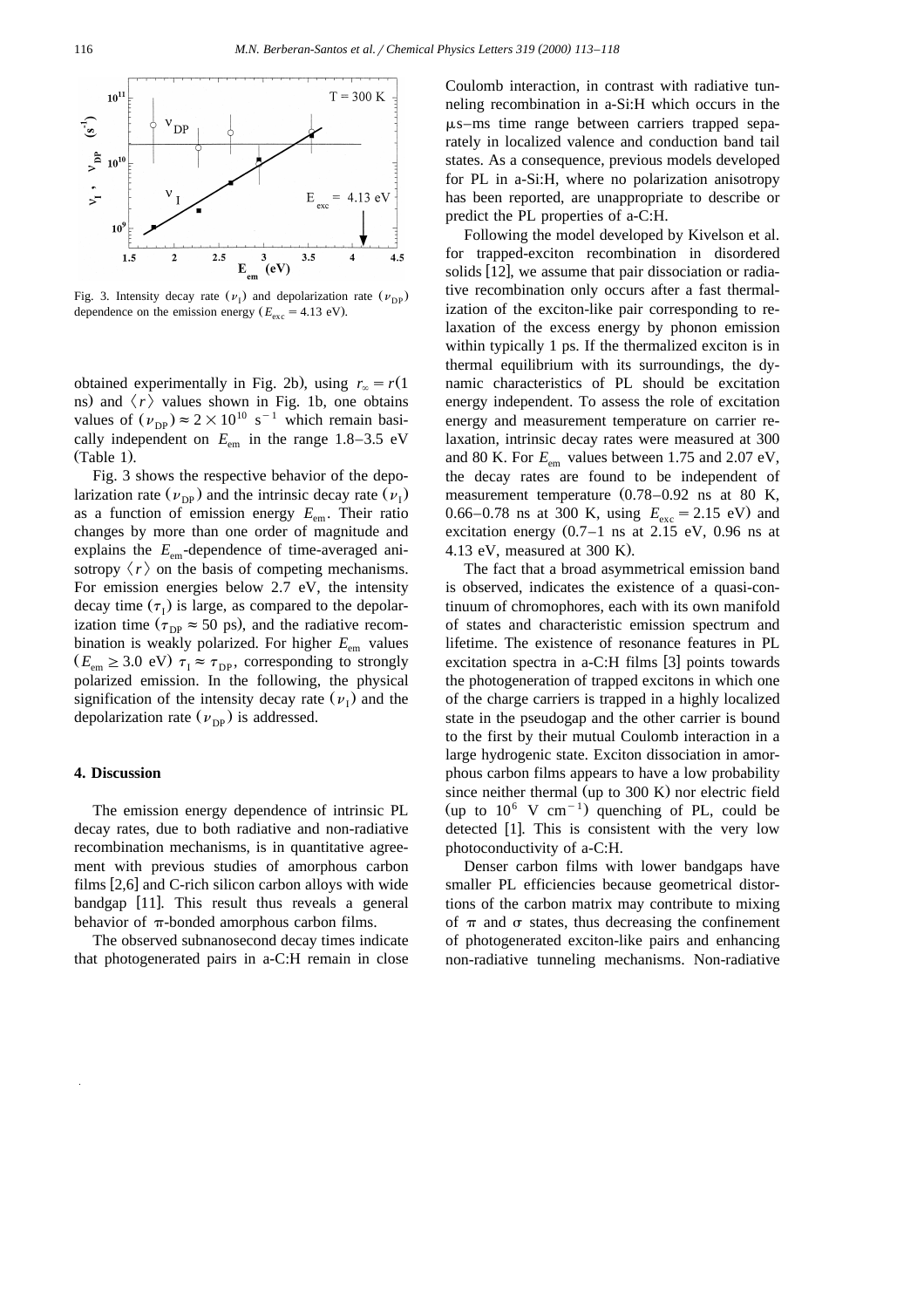Fig. 3. Intensity decay rate ($\nu_I$) and depolarization rate ($\nu_{DP}$) dependence on the emission energy ($E_{exc} = 4.13$ eV).

obtained experimentally in Fig. 2b), using $r_\infty = r(1$ ns) and $\langle r \rangle$ values shown in Fig. 1b, one obtains values of $(\nu_{DP}) \approx 2 \times 10^{10}$ s$^{-1}$ which remain basically independent on $E_{em}$ in the range 1.8–3.5 eV (Table 1).

Fig. 3 shows the respective behavior of the depolarization rate ($\nu_{DP}$) and the intrinsic decay rate ($\nu_I$) as a function of emission energy $E_{em}$. Their ratio changes by more than one order of magnitude and explains the $E_{em}$-dependence of time-averaged anisotropy $\langle r \rangle$ on the basis of competing mechanisms. For emission energies below 2.7 eV, the intensity decay time ($\tau_I$) is large, as compared to the depolarization time ($\tau_{DP} \approx 50$ ps), and the radiative recombination is weakly polarized. For higher $E_{em}$ values ($E_{em} \geq 3.0$ eV) $\tau_I \approx \tau_{DP}$, corresponding to strongly polarized emission. In the following, the physical signification of the intensity decay rate ($\nu_I$) and the depolarization rate ($\nu_{DP}$) is addressed.

## 4. Discussion

The emission energy dependence of intrinsic PL decay rates, due to both radiative and non-radiative recombination mechanisms, is in quantitative agreement with previous studies of amorphous carbon films [2,6] and C-rich silicon carbon alloys with wide bandgap [11]. This result thus reveals a general behavior of $\pi$-bonded amorphous carbon films.

The observed subnanosecond decay times indicate that photogenerated pairs in a-C:H remain in close Coulomb interaction, in contrast with radiative tunneling recombination in a-Si:H which occurs in the μs–ms time range between carriers trapped separately in localized valence and conduction band tail states. As a consequence, previous models developed for PL in a-Si:H, where no polarization anisotropy has been reported, are unappropriate to describe or predict the PL properties of a-C:H.

Following the model developed by Kivelson et al. for trapped-exciton recombination in disordered solids [12], we assume that pair dissociation or radiative recombination only occurs after a fast thermalization of the exciton-like pair corresponding to relaxation of the excess energy by phonon emission within typically 1 ps. If the thermalized exciton is in thermal equilibrium with its surroundings, the dynamic characteristics of PL should be excitation energy independent. To assess the role of excitation energy and measurement temperature on carrier relaxation, intrinsic decay rates were measured at 300 and 80 K. For $E_{em}$ values between 1.75 and 2.07 eV, the decay rates are found to be independent of measurement temperature (0.78–0.92 ns at 80 K, 0.66–0.78 ns at 300 K, using $E_{exc} = 2.15$ eV) and excitation energy (0.7–1 ns at 2.15 eV, 0.96 ns at 4.13 eV, measured at 300 K).

The fact that a broad asymmetrical emission band is observed, indicates the existence of a quasi-continuum of chromophores, each with its own manifold of states and characteristic emission spectrum and lifetime. The existence of resonance features in PL excitation spectra in a-C:H films [3] points towards the photogeneration of trapped excitons in which one of the charge carriers is trapped in a highly localized state in the pseudogap and the other carrier is bound to the first by their mutual Coulomb interaction in a large hydrogenic state. Exciton dissociation in amorphous carbon films appears to have a low probability since neither thermal (up to 300 K) nor electric field (up to $10^6$ V cm$^{-1}$) quenching of PL, could be detected [1]. This is consistent with the very low photoconductivity of a-C:H.

Denser carbon films with lower bandgaps have smaller PL efficiencies because geometrical distortions of the carbon matrix may contribute to mixing of $\pi$ and $\sigma$ states, thus decreasing the confinement of photogenerated exciton-like pairs and enhancing non-radiative tunneling mechanisms. Non-radiative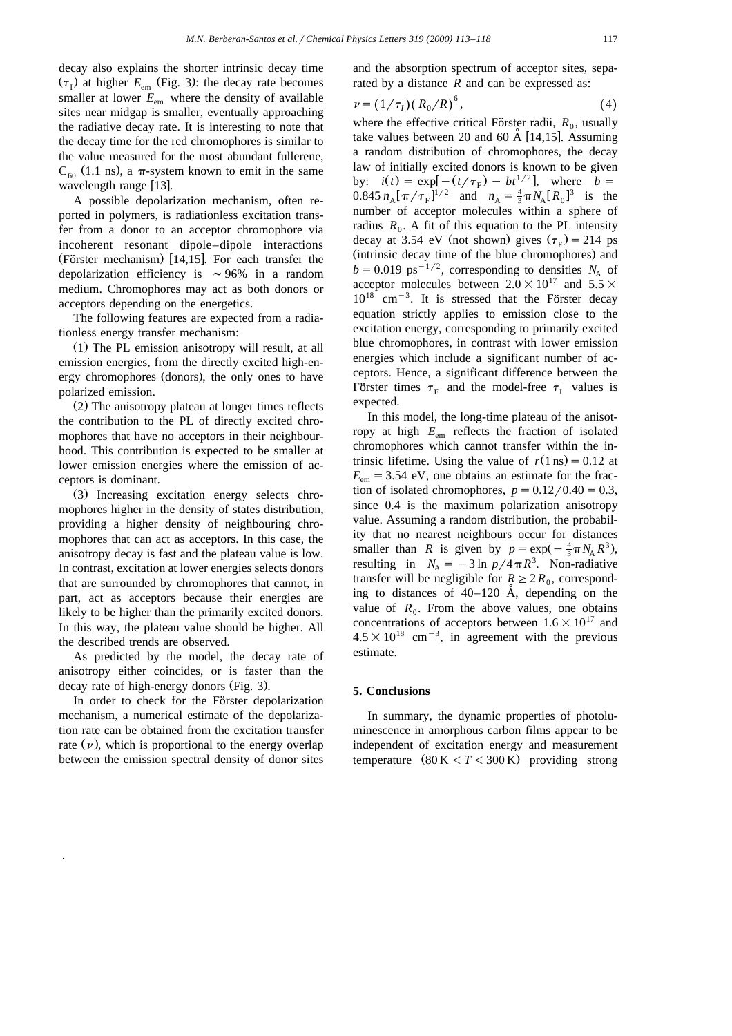decay also explains the shorter intrinsic decay time ($\tau_I$) at higher $E_{em}$ (Fig. 3): the decay rate becomes smaller at lower $E_{em}$ where the density of available sites near midgap is smaller, eventually approaching the radiative decay rate. It is interesting to note that the decay time for the red chromophores is similar to the value measured for the most abundant fullerene, $C_{60}$ (1.1 ns), a π-system known to emit in the same wavelength range [13].

A possible depolarization mechanism, often reported in polymers, is radiationless excitation transfer from a donor to an acceptor chromophore via incoherent resonant dipole–dipole interactions (Förster mechanism) [14,15]. For each transfer the depolarization efficiency is ∼96% in a random medium. Chromophores may act as both donors or acceptors depending on the energetics.

The following features are expected from a radiationless energy transfer mechanism:

(1) The PL emission anisotropy will result, at all emission energies, from the directly excited high-energy chromophores (donors), the only ones to have polarized emission.

(2) The anisotropy plateau at longer times reflects the contribution to the PL of directly excited chromophores that have no acceptors in their neighbourhood. This contribution is expected to be smaller at lower emission energies where the emission of acceptors is dominant.

(3) Increasing excitation energy selects chromophores higher in the density of states distribution, providing a higher density of neighbouring chromophores that can act as acceptors. In this case, the anisotropy decay is fast and the plateau value is low. In contrast, excitation at lower energies selects donors that are surrounded by chromophores that cannot, in part, act as acceptors because their energies are likely to be higher than the primarily excited donors. In this way, the plateau value should be higher. All the described trends are observed.

As predicted by the model, the decay rate of anisotropy either coincides, or is faster than the decay rate of high-energy donors (Fig. 3).

In order to check for the Förster depolarization mechanism, a numerical estimate of the depolarization rate can be obtained from the excitation transfer rate ($\nu$), which is proportional to the energy overlap between the emission spectral density of donor sites and the absorption spectrum of acceptor sites, separated by a distance $R$ and can be expressed as:

$$\nu = (1/\tau_I)(R_0/R)^6, \tag{4}$$

where the effective critical Förster radii, $R_0$, usually take values between 20 and 60 Å [14,15]. Assuming a random distribution of chromophores, the decay law of initially excited donors is known to be given by: $i(t) = \exp[-(t/\tau_F) - bt^{1/2}]$, where $b = 0.845\, n_A[\pi/\tau_F]^{1/2}$ and $n_A = \frac{4}{3}\pi N_A [R_0]^3$ is the number of acceptor molecules within a sphere of radius $R_0$. A fit of this equation to the PL intensity decay at 3.54 eV (not shown) gives $(\tau_F) = 214$ ps (intrinsic decay time of the blue chromophores) and $b = 0.019$ ps$^{-1/2}$, corresponding to densities $N_A$ of acceptor molecules between $2.0 \times 10^{17}$ and $5.5 \times 10^{18}$ cm$^{-3}$. It is stressed that the Förster decay equation strictly applies to emission close to the excitation energy, corresponding to primarily excited blue chromophores, in contrast with lower emission energies which include a significant number of acceptors. Hence, a significant difference between the Förster times $\tau_F$ and the model-free $\tau_I$ values is expected.

In this model, the long-time plateau of the anisotropy at high $E_{em}$ reflects the fraction of isolated chromophores which cannot transfer within the intrinsic lifetime. Using the value of $r(1\,\text{ns}) = 0.12$ at $E_{em} = 3.54$ eV, one obtains an estimate for the fraction of isolated chromophores, $p = 0.12/0.40 = 0.3$, since 0.4 is the maximum polarization anisotropy value. Assuming a random distribution, the probability that no nearest neighbours occur for distances smaller than $R$ is given by $p = \exp(-\frac{4}{3}\pi N_A R^3)$, resulting in $N_A = -3 \ln p / 4\pi R^3$. Non-radiative transfer will be negligible for $R \geq 2R_0$, corresponding to distances of 40–120 Å, depending on the value of $R_0$. From the above values, one obtains concentrations of acceptors between $1.6 \times 10^{17}$ and $4.5 \times 10^{18}$ cm$^{-3}$, in agreement with the previous estimate.

## 5. Conclusions

In summary, the dynamic properties of photoluminescence in amorphous carbon films appear to be independent of excitation energy and measurement temperature $(80\,\text{K} < T < 300\,\text{K})$ providing strong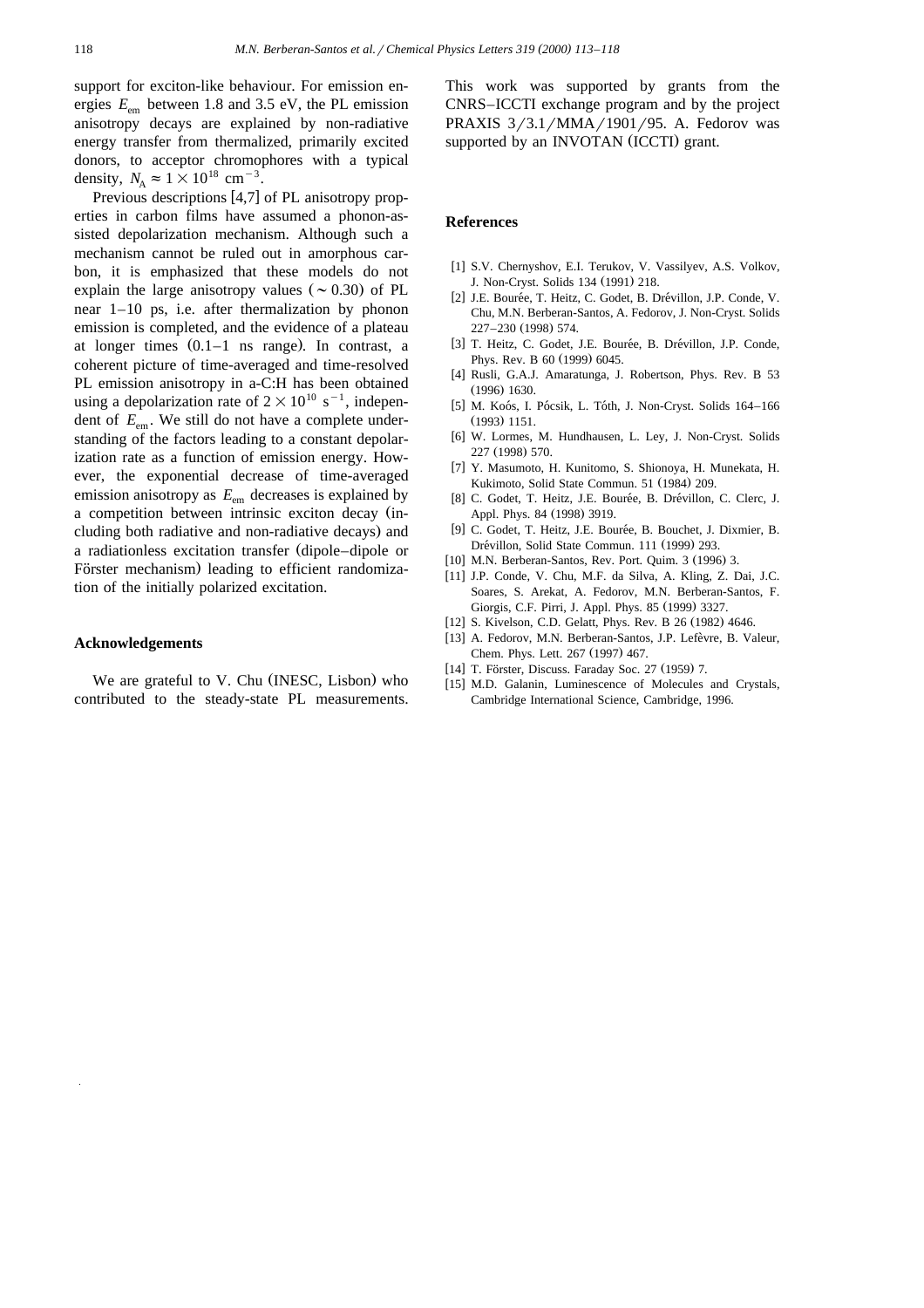support for exciton-like behaviour. For emission energies $E_{em}$ between 1.8 and 3.5 eV, the PL emission anisotropy decays are explained by non-radiative energy transfer from thermalized, primarily excited donors, to acceptor chromophores with a typical density, $N_A \approx 1 \times 10^{18}$ cm$^{-3}$.

Previous descriptions [4,7] of PL anisotropy properties in carbon films have assumed a phonon-assisted depolarization mechanism. Although such a mechanism cannot be ruled out in amorphous carbon, it is emphasized that these models do not explain the large anisotropy values ($\sim 0.30$) of PL near 1–10 ps, i.e. after thermalization by phonon emission is completed, and the evidence of a plateau at longer times (0.1–1 ns range). In contrast, a coherent picture of time-averaged and time-resolved PL emission anisotropy in a-C:H has been obtained using a depolarization rate of $2 \times 10^{10}$ s$^{-1}$, independent of $E_{em}$. We still do not have a complete understanding of the factors leading to a constant depolarization rate as a function of emission energy. However, the exponential decrease of time-averaged emission anisotropy as $E_{em}$ decreases is explained by a competition between intrinsic exciton decay (including both radiative and non-radiative decays) and a radiationless excitation transfer (dipole–dipole or Förster mechanism) leading to efficient randomization of the initially polarized excitation.

## Acknowledgements

We are grateful to V. Chu (INESC, Lisbon) who contributed to the steady-state PL measurements. This work was supported by grants from the CNRS–ICCTI exchange program and by the project PRAXIS 3/3.1/MMA/1901/95. A. Fedorov was supported by an INVOTAN (ICCTI) grant.

## References

[1] S.V. Chernyshov, E.I. Terukov, V. Vassilyev, A.S. Volkov, J. Non-Cryst. Solids 134 (1991) 218.

[2] J.E. Bourée, T. Heitz, C. Godet, B. Drévillon, J.P. Conde, V. Chu, M.N. Berberan-Santos, A. Fedorov, J. Non-Cryst. Solids 227–230 (1998) 574.

[3] T. Heitz, C. Godet, J.E. Bourée, B. Drévillon, J.P. Conde, Phys. Rev. B 60 (1999) 6045.

[4] Rusli, G.A.J. Amaratunga, J. Robertson, Phys. Rev. B 53 (1996) 1630.

[5] M. Koós, I. Pócsik, L. Tóth, J. Non-Cryst. Solids 164–166 (1993) 1151.

[6] W. Lormes, M. Hundhausen, L. Ley, J. Non-Cryst. Solids 227 (1998) 570.

[7] Y. Masumoto, H. Kunitomo, S. Shionoya, H. Munekata, H. Kukimoto, Solid State Commun. 51 (1984) 209.

[8] C. Godet, T. Heitz, J.E. Bourée, B. Drévillon, C. Clerc, J. Appl. Phys. 84 (1998) 3919.

[9] C. Godet, T. Heitz, J.E. Bourée, B. Bouchet, J. Dixmier, B. Drévillon, Solid State Commun. 111 (1999) 293.

[10] M.N. Berberan-Santos, Rev. Port. Quim. 3 (1996) 3.

[11] J.P. Conde, V. Chu, M.F. da Silva, A. Kling, Z. Dai, J.C. Soares, S. Arekat, A. Fedorov, M.N. Berberan-Santos, F. Giorgis, C.F. Pirri, J. Appl. Phys. 85 (1999) 3327.

[12] S. Kivelson, C.D. Gelatt, Phys. Rev. B 26 (1982) 4646.

[13] A. Fedorov, M.N. Berberan-Santos, J.P. Lefèvre, B. Valeur, Chem. Phys. Lett. 267 (1997) 467.

[14] T. Förster, Discuss. Faraday Soc. 27 (1959) 7.

[15] M.D. Galanin, Luminescence of Molecules and Crystals, Cambridge International Science, Cambridge, 1996.